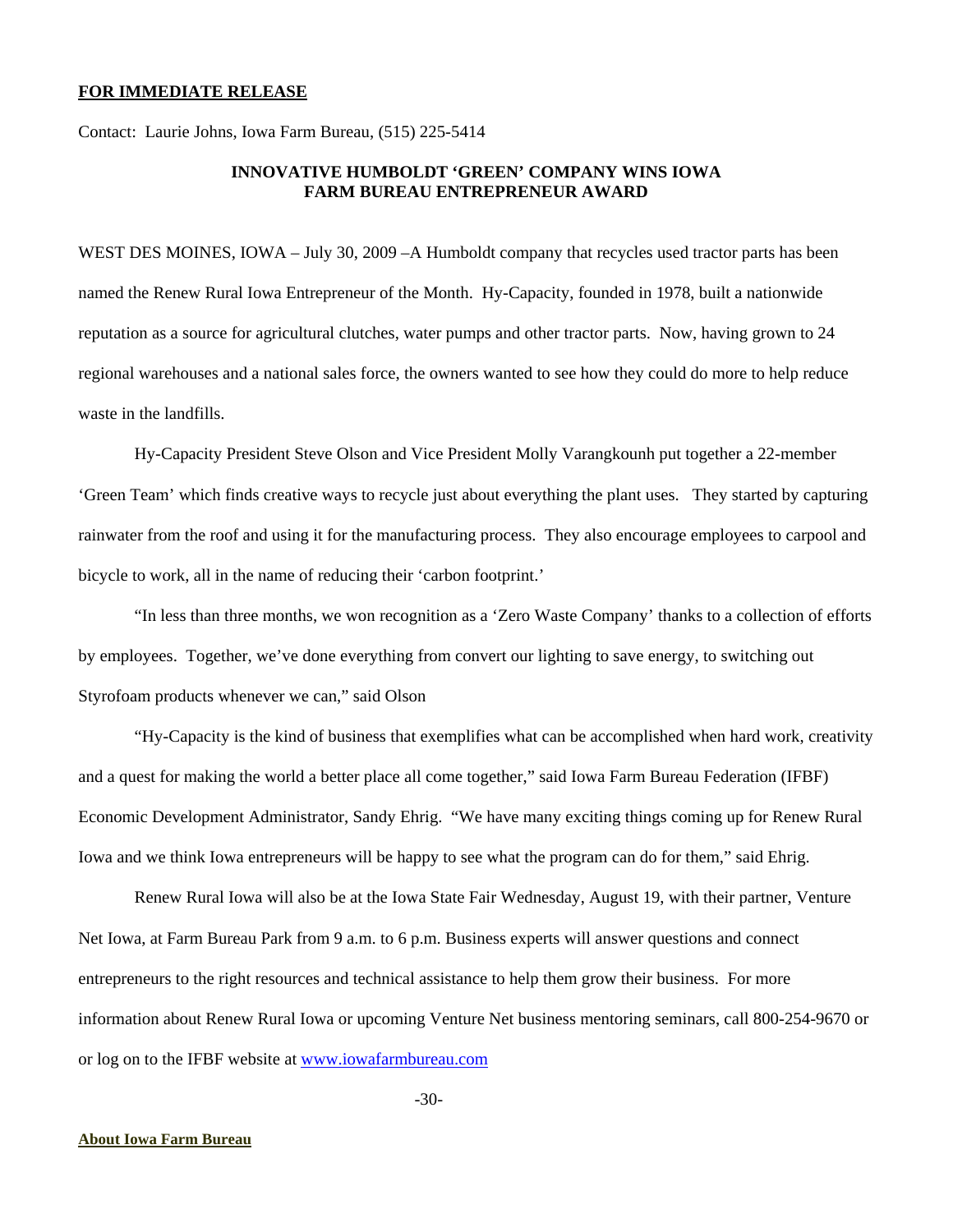**FOR IMMEDIATE RELEASE**

Contact: Laurie Johns, Iowa Farm Bureau, (515) 225-5414

**INNOVATIVE HUMBOLDT 'GREEN' COMPANY WINS IOWA FARM BUREAU ENTREPRENEUR AWARD**

WEST DES MOINES, IOWA – July 30, 2009 –A Humboldt company that recycles used tractor parts has been named the Renew Rural Iowa Entrepreneur of the Month. Hy-Capacity, founded in 1978, built a nationwide reputation as a source for agricultural clutches, water pumps and other tractor parts. Now, having grown to 24 regional warehouses and a national sales force, the owners wanted to see how they could do more to help reduce waste in the landfills.

Hy-Capacity President Steve Olson and Vice President Molly Varangkounh put together a 22-member 'Green Team' which finds creative ways to recycle just about everything the plant uses. They started by capturing rainwater from the roof and using it for the manufacturing process. They also encourage employees to carpool and bicycle to work, all in the name of reducing their 'carbon footprint.'

"In less than three months, we won recognition as a 'Zero Waste Company' thanks to a collection of efforts by employees. Together, we've done everything from convert our lighting to save energy, to switching out Styrofoam products whenever we can," said Olson

"Hy-Capacity is the kind of business that exemplifies what can be accomplished when hard work, creativity and a quest for making the world a better place all come together," said Iowa Farm Bureau Federation (IFBF) Economic Development Administrator, Sandy Ehrig. "We have many exciting things coming up for Renew Rural Iowa and we think Iowa entrepreneurs will be happy to see what the program can do for them," said Ehrig.

Renew Rural Iowa will also be at the Iowa State Fair Wednesday, August 19, with their partner, Venture Net Iowa, at Farm Bureau Park from 9 a.m. to 6 p.m. Business experts will answer questions and connect entrepreneurs to the right resources and technical assistance to help them grow their business. For more information about Renew Rural Iowa or upcoming Venture Net business mentoring seminars, call 800-254-9670 or or log on to the IFBF website at www.iowafarmbureau.com

-30-

**About Iowa Farm Bureau**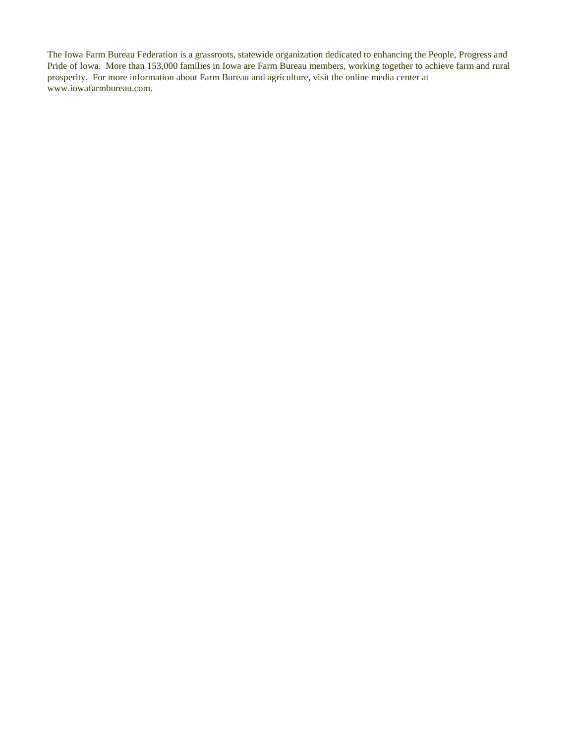The Iowa Farm Bureau Federation is a grassroots, statewide organization dedicated to enhancing the People, Progress and Pride of Iowa. More than 153,000 families in Iowa are Farm Bureau members, working together to achieve farm and rural prosperity. For more information about Farm Bureau and agriculture, visit the online media center at www.iowafarmbureau.com.